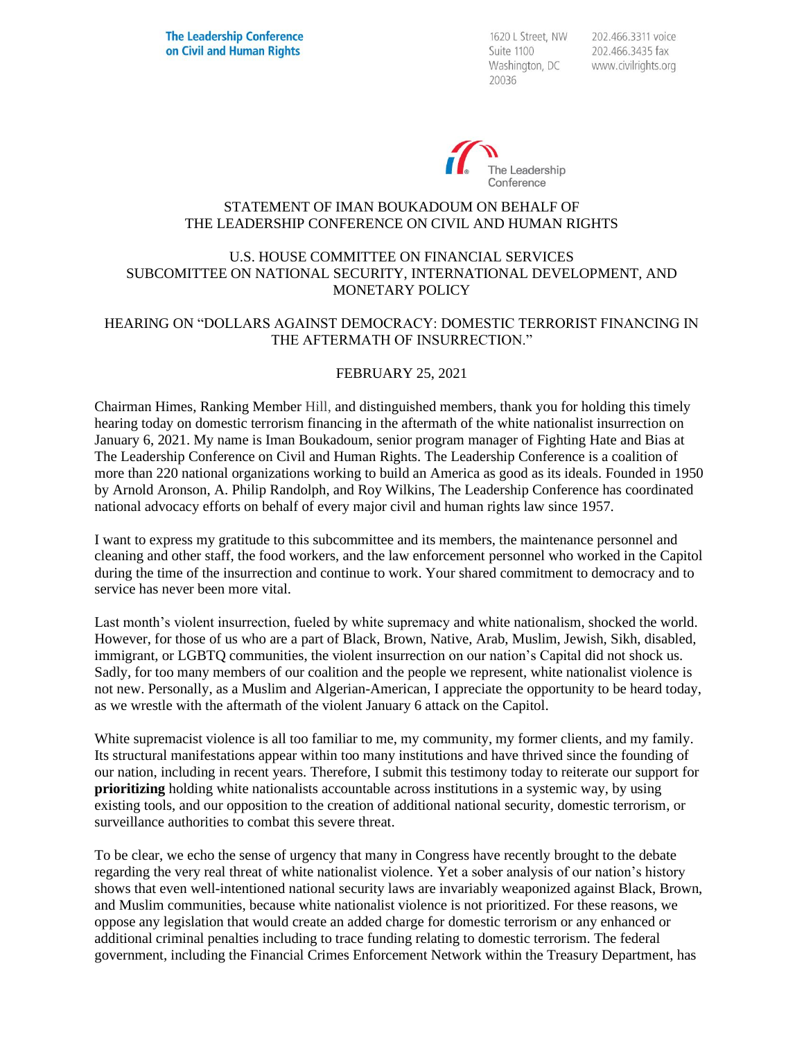The Leadership Conference on Civil and Human Rights

1620 L Street, NW
Suite 1100
Washington, DC
20036

202.466.3311 voice
202.466.3435 fax
www.civilrights.org

The Leadership Conference

STATEMENT OF IMAN BOUKADOUM ON BEHALF OF
THE LEADERSHIP CONFERENCE ON CIVIL AND HUMAN RIGHTS

U.S. HOUSE COMMITTEE ON FINANCIAL SERVICES
SUBCOMITTEE ON NATIONAL SECURITY, INTERNATIONAL DEVELOPMENT, AND MONETARY POLICY

HEARING ON "DOLLARS AGAINST DEMOCRACY: DOMESTIC TERRORIST FINANCING IN THE AFTERMATH OF INSURRECTION."

FEBRUARY 25, 2021

Chairman Himes, Ranking Member Hill, and distinguished members, thank you for holding this timely hearing today on domestic terrorism financing in the aftermath of the white nationalist insurrection on January 6, 2021. My name is Iman Boukadoum, senior program manager of Fighting Hate and Bias at The Leadership Conference on Civil and Human Rights. The Leadership Conference is a coalition of more than 220 national organizations working to build an America as good as its ideals. Founded in 1950 by Arnold Aronson, A. Philip Randolph, and Roy Wilkins, The Leadership Conference has coordinated national advocacy efforts on behalf of every major civil and human rights law since 1957.

I want to express my gratitude to this subcommittee and its members, the maintenance personnel and cleaning and other staff, the food workers, and the law enforcement personnel who worked in the Capitol during the time of the insurrection and continue to work. Your shared commitment to democracy and to service has never been more vital.

Last month's violent insurrection, fueled by white supremacy and white nationalism, shocked the world. However, for those of us who are a part of Black, Brown, Native, Arab, Muslim, Jewish, Sikh, disabled, immigrant, or LGBTQ communities, the violent insurrection on our nation's Capital did not shock us. Sadly, for too many members of our coalition and the people we represent, white nationalist violence is not new. Personally, as a Muslim and Algerian-American, I appreciate the opportunity to be heard today, as we wrestle with the aftermath of the violent January 6 attack on the Capitol.

White supremacist violence is all too familiar to me, my community, my former clients, and my family. Its structural manifestations appear within too many institutions and have thrived since the founding of our nation, including in recent years. Therefore, I submit this testimony today to reiterate our support for **prioritizing** holding white nationalists accountable across institutions in a systemic way, by using existing tools, and our opposition to the creation of additional national security, domestic terrorism, or surveillance authorities to combat this severe threat.

To be clear, we echo the sense of urgency that many in Congress have recently brought to the debate regarding the very real threat of white nationalist violence. Yet a sober analysis of our nation's history shows that even well-intentioned national security laws are invariably weaponized against Black, Brown, and Muslim communities, because white nationalist violence is not prioritized. For these reasons, we oppose any legislation that would create an added charge for domestic terrorism or any enhanced or additional criminal penalties including to trace funding relating to domestic terrorism. The federal government, including the Financial Crimes Enforcement Network within the Treasury Department, has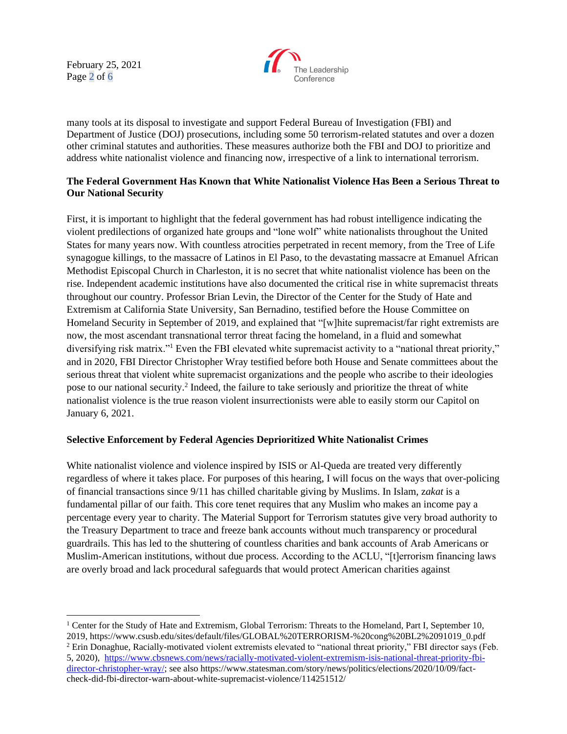many tools at its disposal to investigate and support Federal Bureau of Investigation (FBI) and Department of Justice (DOJ) prosecutions, including some 50 terrorism-related statutes and over a dozen other criminal statutes and authorities. These measures authorize both the FBI and DOJ to prioritize and address white nationalist violence and financing now, irrespective of a link to international terrorism.

**The Federal Government Has Known that White Nationalist Violence Has Been a Serious Threat to Our National Security**

First, it is important to highlight that the federal government has had robust intelligence indicating the violent predilections of organized hate groups and "lone wolf" white nationalists throughout the United States for many years now. With countless atrocities perpetrated in recent memory, from the Tree of Life synagogue killings, to the massacre of Latinos in El Paso, to the devastating massacre at Emanuel African Methodist Episcopal Church in Charleston, it is no secret that white nationalist violence has been on the rise. Independent academic institutions have also documented the critical rise in white supremacist threats throughout our country. Professor Brian Levin, the Director of the Center for the Study of Hate and Extremism at California State University, San Bernadino, testified before the House Committee on Homeland Security in September of 2019, and explained that "[w]hite supremacist/far right extremists are now, the most ascendant transnational terror threat facing the homeland, in a fluid and somewhat diversifying risk matrix."[1] Even the FBI elevated white supremacist activity to a "national threat priority," and in 2020, FBI Director Christopher Wray testified before both House and Senate committees about the serious threat that violent white supremacist organizations and the people who ascribe to their ideologies pose to our national security.[2] Indeed, the failure to take seriously and prioritize the threat of white nationalist violence is the true reason violent insurrectionists were able to easily storm our Capitol on January 6, 2021.

**Selective Enforcement by Federal Agencies Deprioritized White Nationalist Crimes**

White nationalist violence and violence inspired by ISIS or Al-Queda are treated very differently regardless of where it takes place. For purposes of this hearing, I will focus on the ways that over-policing of financial transactions since 9/11 has chilled charitable giving by Muslims. In Islam, *zakat* is a fundamental pillar of our faith. This core tenet requires that any Muslim who makes an income pay a percentage every year to charity. The Material Support for Terrorism statutes give very broad authority to the Treasury Department to trace and freeze bank accounts without much transparency or procedural guardrails. This has led to the shuttering of countless charities and bank accounts of Arab Americans or Muslim-American institutions, without due process. According to the ACLU, "[t]errorism financing laws are overly broad and lack procedural safeguards that would protect American charities against

---

[1] Center for the Study of Hate and Extremism, Global Terrorism: Threats to the Homeland, Part I, September 10, 2019, https://www.csusb.edu/sites/default/files/GLOBAL%20TERRORISM-%20cong%20BL2%2091019_0.pdf

[2] Erin Donaghue, Racially-motivated violent extremists elevated to "national threat priority," FBI director says (Feb. 5, 2020), https://www.cbsnews.com/news/racially-motivated-violent-extremism-isis-national-threat-priority-fbi-director-christopher-wray/; see also https://www.statesman.com/story/news/politics/elections/2020/10/09/fact-check-did-fbi-director-warn-about-white-supremacist-violence/114251512/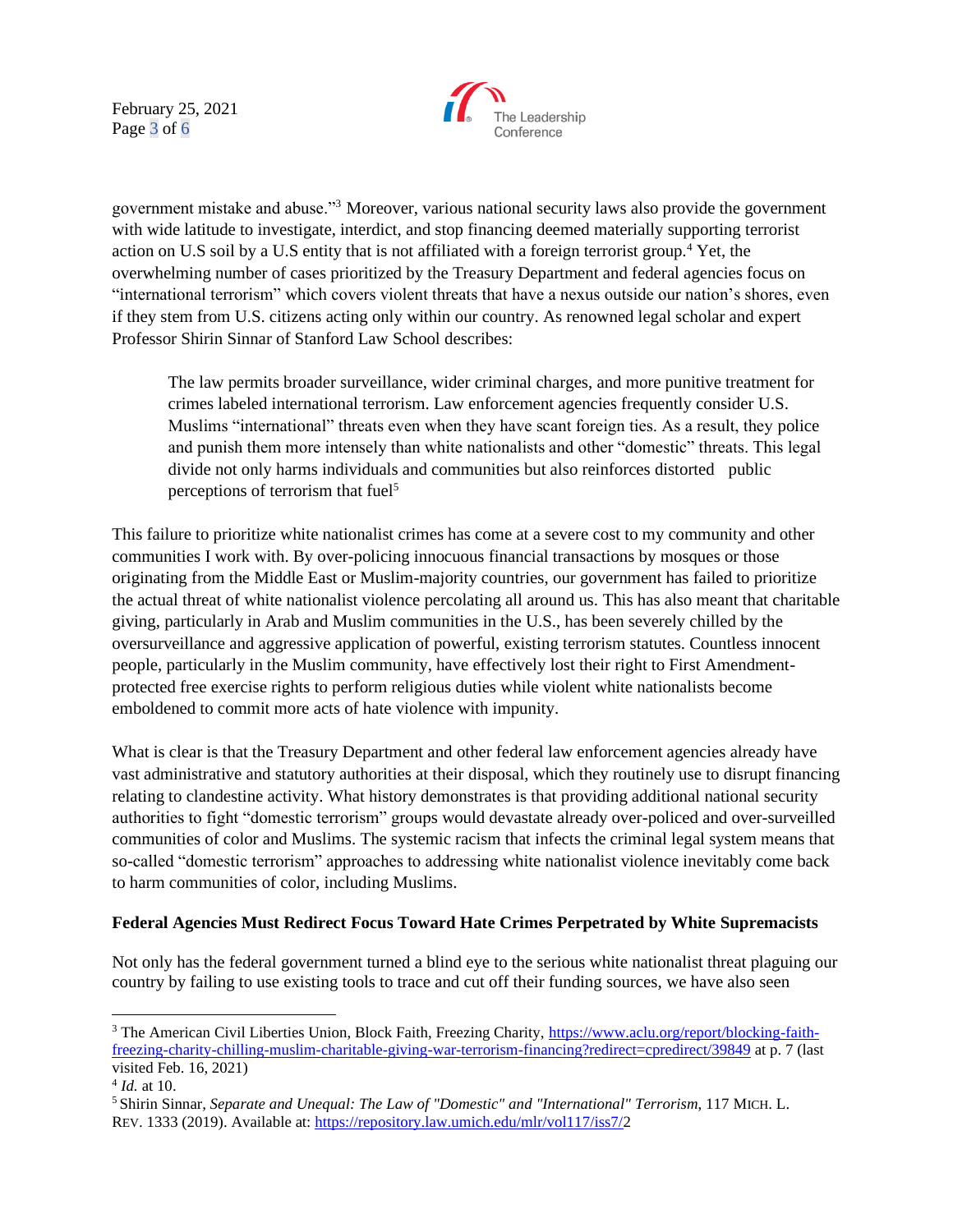government mistake and abuse."[3] Moreover, various national security laws also provide the government with wide latitude to investigate, interdict, and stop financing deemed materially supporting terrorist action on U.S soil by a U.S entity that is not affiliated with a foreign terrorist group.[4] Yet, the overwhelming number of cases prioritized by the Treasury Department and federal agencies focus on "international terrorism" which covers violent threats that have a nexus outside our nation's shores, even if they stem from U.S. citizens acting only within our country. As renowned legal scholar and expert Professor Shirin Sinnar of Stanford Law School describes:

> The law permits broader surveillance, wider criminal charges, and more punitive treatment for crimes labeled international terrorism. Law enforcement agencies frequently consider U.S. Muslims "international" threats even when they have scant foreign ties. As a result, they police and punish them more intensely than white nationalists and other "domestic" threats. This legal divide not only harms individuals and communities but also reinforces distorted public perceptions of terrorism that fuel[5]

This failure to prioritize white nationalist crimes has come at a severe cost to my community and other communities I work with. By over-policing innocuous financial transactions by mosques or those originating from the Middle East or Muslim-majority countries, our government has failed to prioritize the actual threat of white nationalist violence percolating all around us. This has also meant that charitable giving, particularly in Arab and Muslim communities in the U.S., has been severely chilled by the oversurveillance and aggressive application of powerful, existing terrorism statutes. Countless innocent people, particularly in the Muslim community, have effectively lost their right to First Amendment-protected free exercise rights to perform religious duties while violent white nationalists become emboldened to commit more acts of hate violence with impunity.

What is clear is that the Treasury Department and other federal law enforcement agencies already have vast administrative and statutory authorities at their disposal, which they routinely use to disrupt financing relating to clandestine activity. What history demonstrates is that providing additional national security authorities to fight "domestic terrorism" groups would devastate already over-policed and over-surveilled communities of color and Muslims. The systemic racism that infects the criminal legal system means that so-called "domestic terrorism" approaches to addressing white nationalist violence inevitably come back to harm communities of color, including Muslims.

**Federal Agencies Must Redirect Focus Toward Hate Crimes Perpetrated by White Supremacists**

Not only has the federal government turned a blind eye to the serious white nationalist threat plaguing our country by failing to use existing tools to trace and cut off their funding sources, we have also seen

---

[3] The American Civil Liberties Union, Block Faith, Freezing Charity, https://www.aclu.org/report/blocking-faith-freezing-charity-chilling-muslim-charitable-giving-war-terrorism-financing?redirect=cpredirect/39849 at p. 7 (last visited Feb. 16, 2021)

[4] *Id.* at 10.

[5] Shirin Sinnar, *Separate and Unequal: The Law of "Domestic" and "International" Terrorism*, 117 MICH. L. REV. 1333 (2019). Available at: https://repository.law.umich.edu/mlr/vol117/iss7/2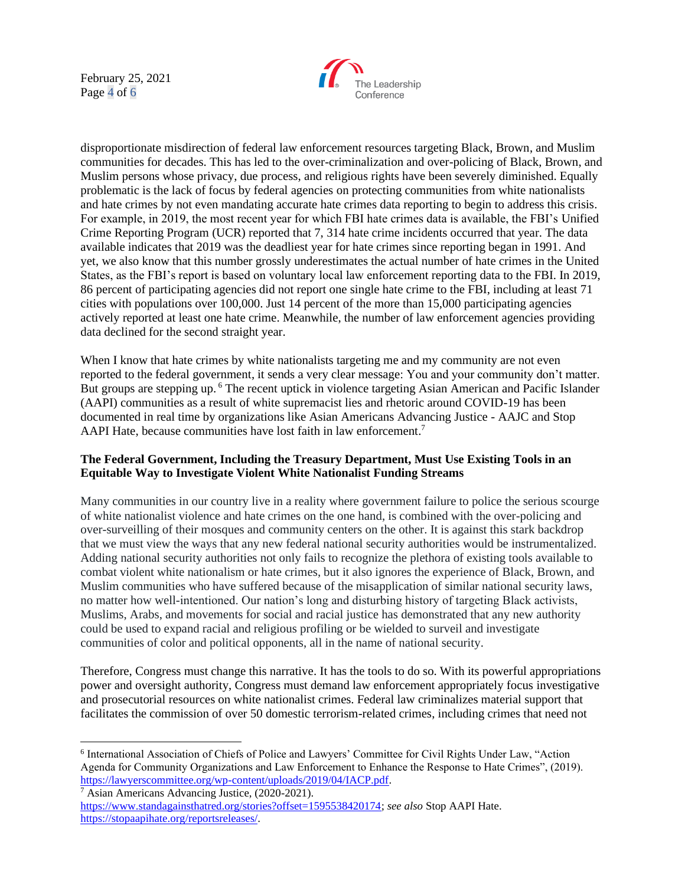disproportionate misdirection of federal law enforcement resources targeting Black, Brown, and Muslim communities for decades. This has led to the over-criminalization and over-policing of Black, Brown, and Muslim persons whose privacy, due process, and religious rights have been severely diminished. Equally problematic is the lack of focus by federal agencies on protecting communities from white nationalists and hate crimes by not even mandating accurate hate crimes data reporting to begin to address this crisis. For example, in 2019, the most recent year for which FBI hate crimes data is available, the FBI's Unified Crime Reporting Program (UCR) reported that 7, 314 hate crime incidents occurred that year. The data available indicates that 2019 was the deadliest year for hate crimes since reporting began in 1991. And yet, we also know that this number grossly underestimates the actual number of hate crimes in the United States, as the FBI's report is based on voluntary local law enforcement reporting data to the FBI. In 2019, 86 percent of participating agencies did not report one single hate crime to the FBI, including at least 71 cities with populations over 100,000. Just 14 percent of the more than 15,000 participating agencies actively reported at least one hate crime. Meanwhile, the number of law enforcement agencies providing data declined for the second straight year.

When I know that hate crimes by white nationalists targeting me and my community are not even reported to the federal government, it sends a very clear message: You and your community don't matter. But groups are stepping up.[6] The recent uptick in violence targeting Asian American and Pacific Islander (AAPI) communities as a result of white supremacist lies and rhetoric around COVID-19 has been documented in real time by organizations like Asian Americans Advancing Justice - AAJC and Stop AAPI Hate, because communities have lost faith in law enforcement.[7]

**The Federal Government, Including the Treasury Department, Must Use Existing Tools in an Equitable Way to Investigate Violent White Nationalist Funding Streams**

Many communities in our country live in a reality where government failure to police the serious scourge of white nationalist violence and hate crimes on the one hand, is combined with the over-policing and over-surveilling of their mosques and community centers on the other. It is against this stark backdrop that we must view the ways that any new federal national security authorities would be instrumentalized. Adding national security authorities not only fails to recognize the plethora of existing tools available to combat violent white nationalism or hate crimes, but it also ignores the experience of Black, Brown, and Muslim communities who have suffered because of the misapplication of similar national security laws, no matter how well-intentioned. Our nation's long and disturbing history of targeting Black activists, Muslims, Arabs, and movements for social and racial justice has demonstrated that any new authority could be used to expand racial and religious profiling or be wielded to surveil and investigate communities of color and political opponents, all in the name of national security.

Therefore, Congress must change this narrative. It has the tools to do so. With its powerful appropriations power and oversight authority, Congress must demand law enforcement appropriately focus investigative and prosecutorial resources on white nationalist crimes. Federal law criminalizes material support that facilitates the commission of over 50 domestic terrorism-related crimes, including crimes that need not

---

[6] International Association of Chiefs of Police and Lawyers' Committee for Civil Rights Under Law, "Action Agenda for Community Organizations and Law Enforcement to Enhance the Response to Hate Crimes", (2019). https://lawyerscommittee.org/wp-content/uploads/2019/04/IACP.pdf.

[7] Asian Americans Advancing Justice, (2020-2021). https://www.standagainsthatred.org/stories?offset=1595538420174; *see also* Stop AAPI Hate. https://stopaapihate.org/reportsreleases/.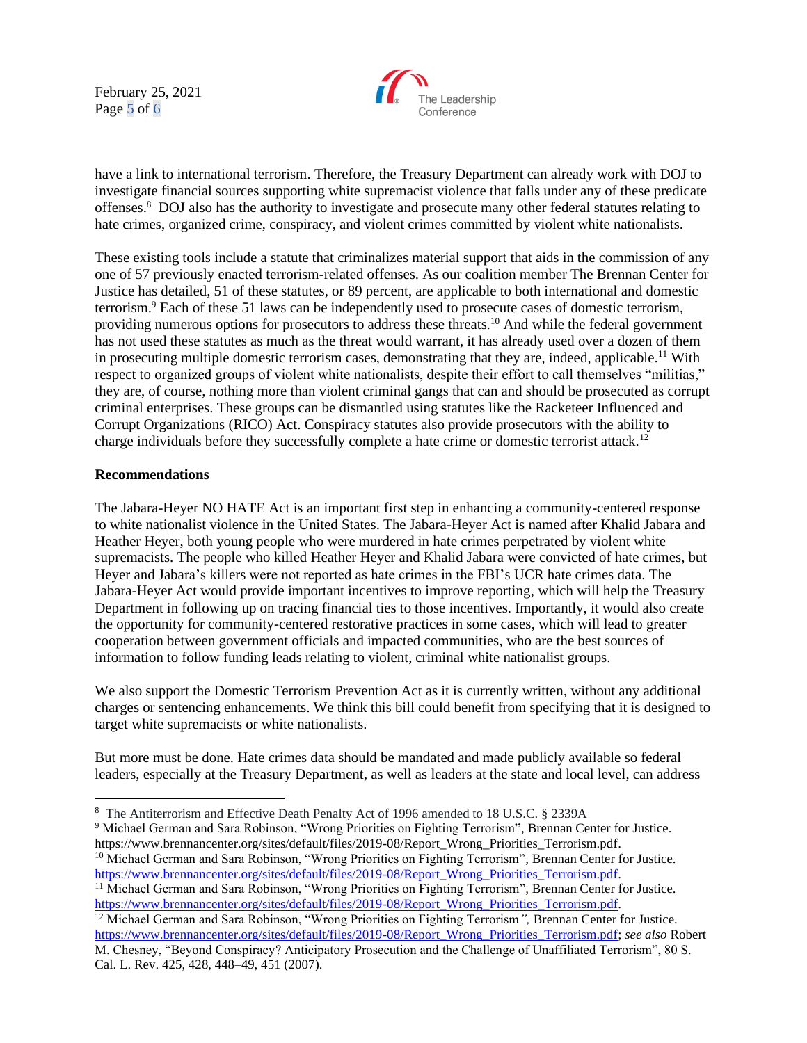have a link to international terrorism. Therefore, the Treasury Department can already work with DOJ to investigate financial sources supporting white supremacist violence that falls under any of these predicate offenses.[8] DOJ also has the authority to investigate and prosecute many other federal statutes relating to hate crimes, organized crime, conspiracy, and violent crimes committed by violent white nationalists.

These existing tools include a statute that criminalizes material support that aids in the commission of any one of 57 previously enacted terrorism-related offenses. As our coalition member The Brennan Center for Justice has detailed, 51 of these statutes, or 89 percent, are applicable to both international and domestic terrorism.[9] Each of these 51 laws can be independently used to prosecute cases of domestic terrorism, providing numerous options for prosecutors to address these threats.[10] And while the federal government has not used these statutes as much as the threat would warrant, it has already used over a dozen of them in prosecuting multiple domestic terrorism cases, demonstrating that they are, indeed, applicable.[11] With respect to organized groups of violent white nationalists, despite their effort to call themselves "militias," they are, of course, nothing more than violent criminal gangs that can and should be prosecuted as corrupt criminal enterprises. These groups can be dismantled using statutes like the Racketeer Influenced and Corrupt Organizations (RICO) Act. Conspiracy statutes also provide prosecutors with the ability to charge individuals before they successfully complete a hate crime or domestic terrorist attack.[12]

**Recommendations**

The Jabara-Heyer NO HATE Act is an important first step in enhancing a community-centered response to white nationalist violence in the United States. The Jabara-Heyer Act is named after Khalid Jabara and Heather Heyer, both young people who were murdered in hate crimes perpetrated by violent white supremacists. The people who killed Heather Heyer and Khalid Jabara were convicted of hate crimes, but Heyer and Jabara's killers were not reported as hate crimes in the FBI's UCR hate crimes data. The Jabara-Heyer Act would provide important incentives to improve reporting, which will help the Treasury Department in following up on tracing financial ties to those incentives. Importantly, it would also create the opportunity for community-centered restorative practices in some cases, which will lead to greater cooperation between government officials and impacted communities, who are the best sources of information to follow funding leads relating to violent, criminal white nationalist groups.

We also support the Domestic Terrorism Prevention Act as it is currently written, without any additional charges or sentencing enhancements. We think this bill could benefit from specifying that it is designed to target white supremacists or white nationalists.

But more must be done. Hate crimes data should be mandated and made publicly available so federal leaders, especially at the Treasury Department, as well as leaders at the state and local level, can address

---

[8] The Antiterrorism and Effective Death Penalty Act of 1996 amended to 18 U.S.C. § 2339A

[9] Michael German and Sara Robinson, "Wrong Priorities on Fighting Terrorism", Brennan Center for Justice. https://www.brennancenter.org/sites/default/files/2019-08/Report_Wrong_Priorities_Terrorism.pdf.

[10] Michael German and Sara Robinson, "Wrong Priorities on Fighting Terrorism", Brennan Center for Justice. https://www.brennancenter.org/sites/default/files/2019-08/Report_Wrong_Priorities_Terrorism.pdf.

[11] Michael German and Sara Robinson, "Wrong Priorities on Fighting Terrorism", Brennan Center for Justice. https://www.brennancenter.org/sites/default/files/2019-08/Report_Wrong_Priorities_Terrorism.pdf.

[12] Michael German and Sara Robinson, "Wrong Priorities on Fighting Terrorism", Brennan Center for Justice. https://www.brennancenter.org/sites/default/files/2019-08/Report_Wrong_Priorities_Terrorism.pdf; *see also* Robert M. Chesney, "Beyond Conspiracy? Anticipatory Prosecution and the Challenge of Unaffiliated Terrorism", 80 S. Cal. L. Rev. 425, 428, 448–49, 451 (2007).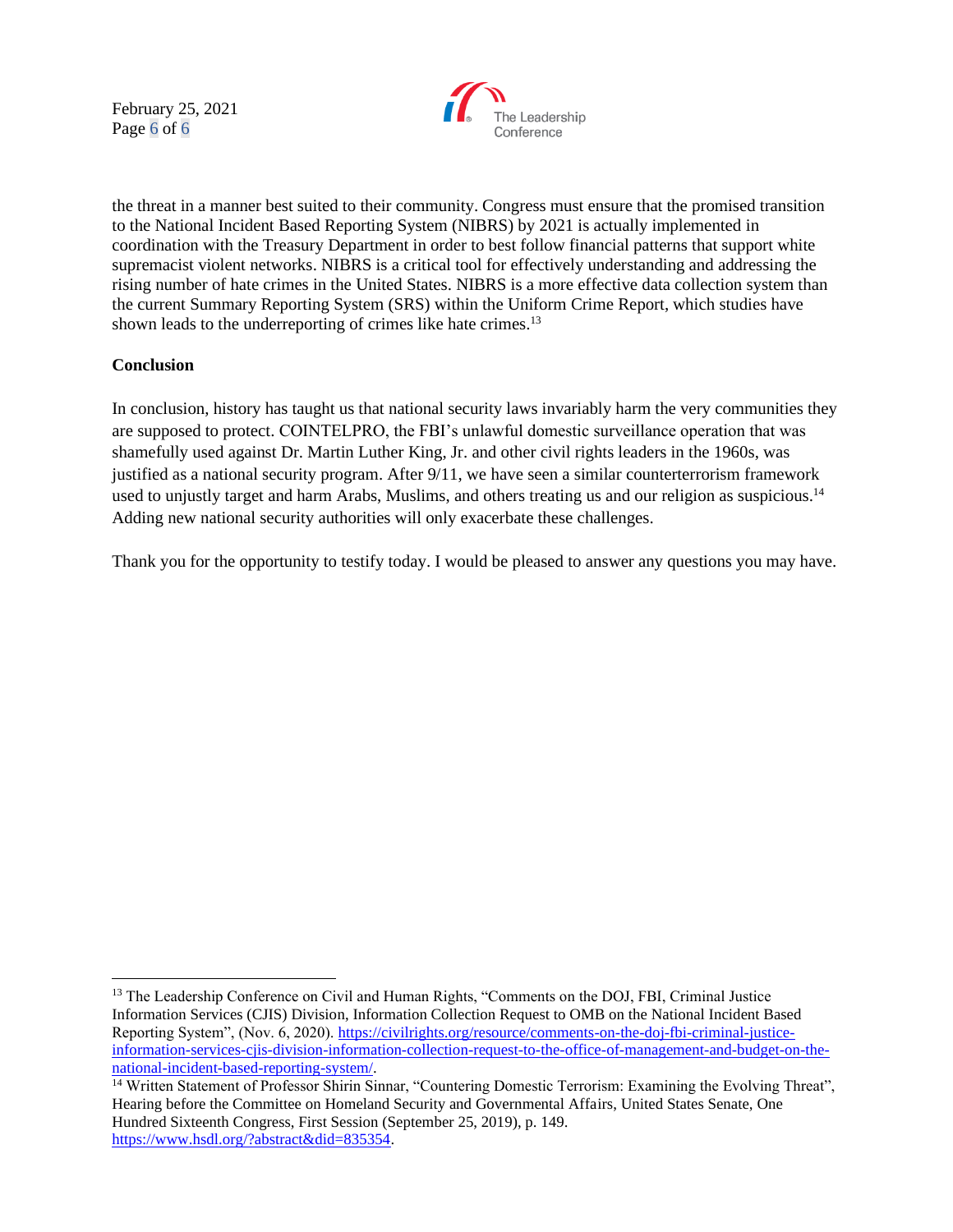the threat in a manner best suited to their community. Congress must ensure that the promised transition to the National Incident Based Reporting System (NIBRS) by 2021 is actually implemented in coordination with the Treasury Department in order to best follow financial patterns that support white supremacist violent networks. NIBRS is a critical tool for effectively understanding and addressing the rising number of hate crimes in the United States. NIBRS is a more effective data collection system than the current Summary Reporting System (SRS) within the Uniform Crime Report, which studies have shown leads to the underreporting of crimes like hate crimes.[13]

**Conclusion**

In conclusion, history has taught us that national security laws invariably harm the very communities they are supposed to protect. COINTELPRO, the FBI's unlawful domestic surveillance operation that was shamefully used against Dr. Martin Luther King, Jr. and other civil rights leaders in the 1960s, was justified as a national security program. After 9/11, we have seen a similar counterterrorism framework used to unjustly target and harm Arabs, Muslims, and others treating us and our religion as suspicious.[14] Adding new national security authorities will only exacerbate these challenges.

Thank you for the opportunity to testify today. I would be pleased to answer any questions you may have.

---

[13] The Leadership Conference on Civil and Human Rights, "Comments on the DOJ, FBI, Criminal Justice Information Services (CJIS) Division, Information Collection Request to OMB on the National Incident Based Reporting System", (Nov. 6, 2020). https://civilrights.org/resource/comments-on-the-doj-fbi-criminal-justice-information-services-cjis-division-information-collection-request-to-the-office-of-management-and-budget-on-the-national-incident-based-reporting-system/.

[14] Written Statement of Professor Shirin Sinnar, "Countering Domestic Terrorism: Examining the Evolving Threat", Hearing before the Committee on Homeland Security and Governmental Affairs, United States Senate, One Hundred Sixteenth Congress, First Session (September 25, 2019), p. 149. https://www.hsdl.org/?abstract&did=835354.